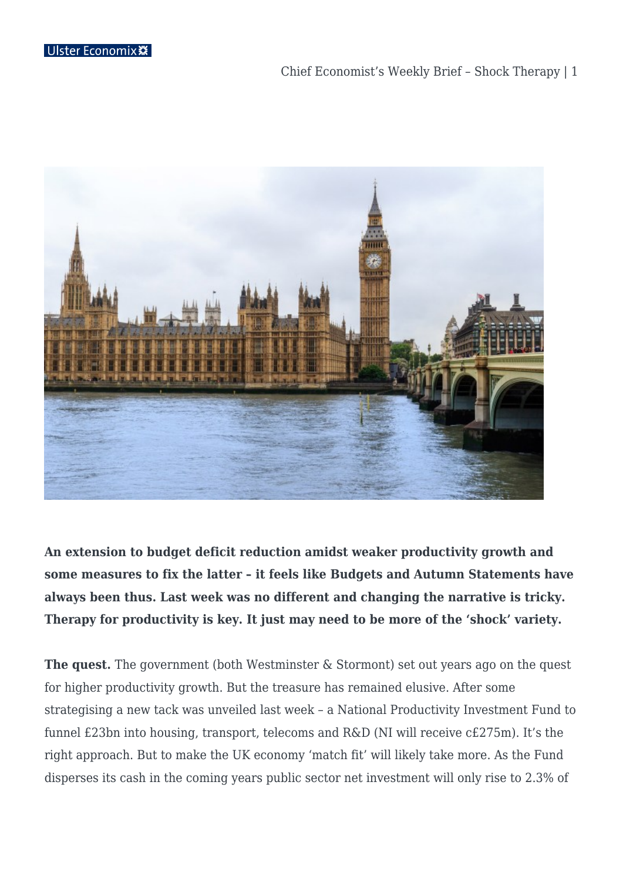**An extension to budget deficit reduction amidst weaker productivity growth and some measures to fix the latter – it feels like Budgets and Autumn Statements have always been thus. Last week was no different and changing the narrative is tricky. Therapy for productivity is key. It just may need to be more of the 'shock' variety.**

**The quest.** The government (both Westminster & Stormont) set out years ago on the quest for higher productivity growth. But the treasure has remained elusive. After some strategising a new tack was unveiled last week – a National Productivity Investment Fund to funnel £23bn into housing, transport, telecoms and R&D (NI will receive c£275m). It's the right approach. But to make the UK economy 'match fit' will likely take more. As the Fund disperses its cash in the coming years public sector net investment will only rise to 2.3% of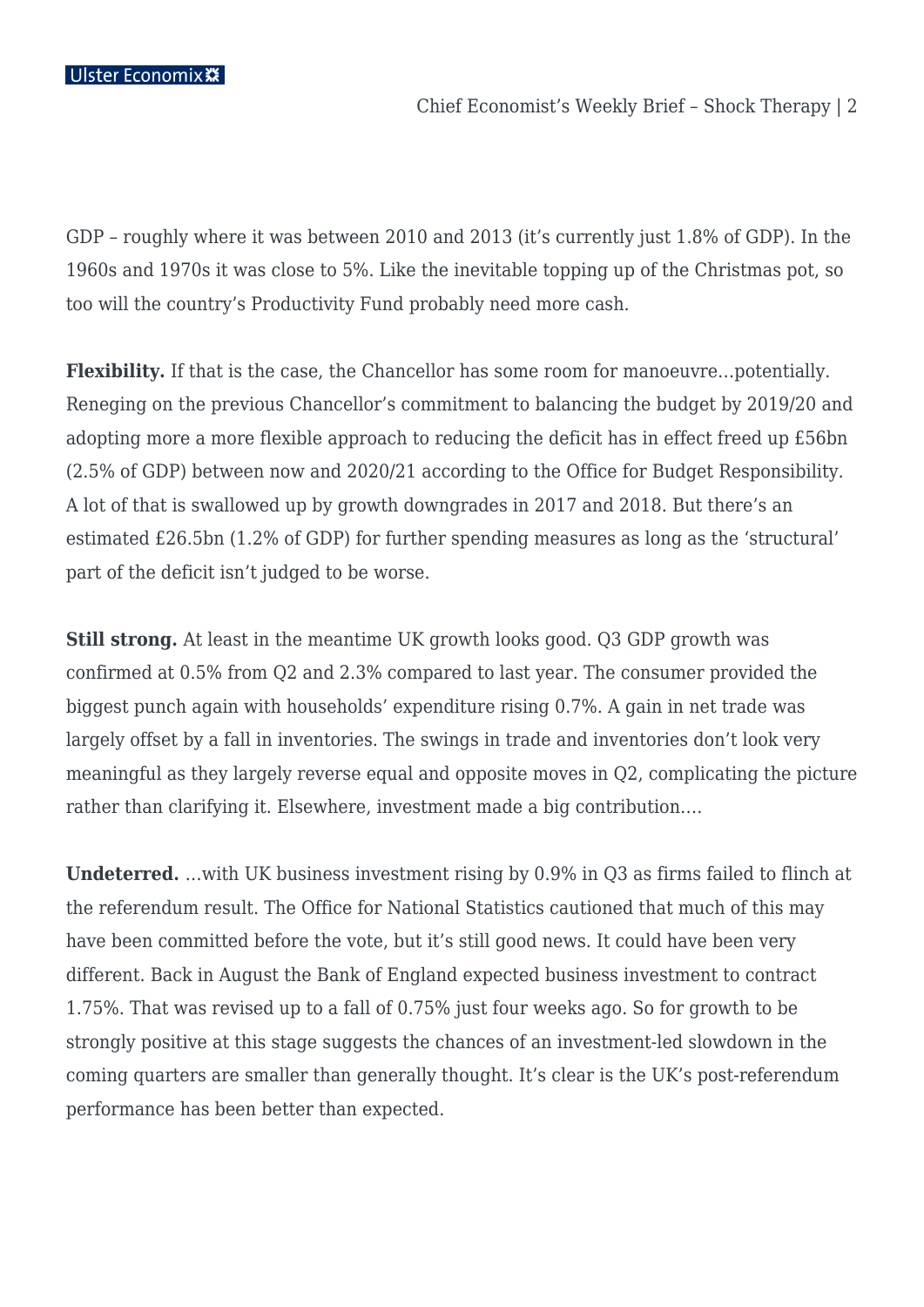GDP – roughly where it was between 2010 and 2013 (it's currently just 1.8% of GDP). In the 1960s and 1970s it was close to 5%. Like the inevitable topping up of the Christmas pot, so too will the country's Productivity Fund probably need more cash.

**Flexibility.** If that is the case, the Chancellor has some room for manoeuvre…potentially. Reneging on the previous Chancellor's commitment to balancing the budget by 2019/20 and adopting more a more flexible approach to reducing the deficit has in effect freed up £56bn (2.5% of GDP) between now and 2020/21 according to the Office for Budget Responsibility. A lot of that is swallowed up by growth downgrades in 2017 and 2018. But there's an estimated £26.5bn (1.2% of GDP) for further spending measures as long as the 'structural' part of the deficit isn't judged to be worse.

**Still strong.** At least in the meantime UK growth looks good. Q3 GDP growth was confirmed at 0.5% from Q2 and 2.3% compared to last year. The consumer provided the biggest punch again with households' expenditure rising 0.7%. A gain in net trade was largely offset by a fall in inventories. The swings in trade and inventories don't look very meaningful as they largely reverse equal and opposite moves in Q2, complicating the picture rather than clarifying it. Elsewhere, investment made a big contribution….

**Undeterred.** …with UK business investment rising by 0.9% in Q3 as firms failed to flinch at the referendum result. The Office for National Statistics cautioned that much of this may have been committed before the vote, but it's still good news. It could have been very different. Back in August the Bank of England expected business investment to contract 1.75%. That was revised up to a fall of 0.75% just four weeks ago. So for growth to be strongly positive at this stage suggests the chances of an investment-led slowdown in the coming quarters are smaller than generally thought. It's clear is the UK's post-referendum performance has been better than expected.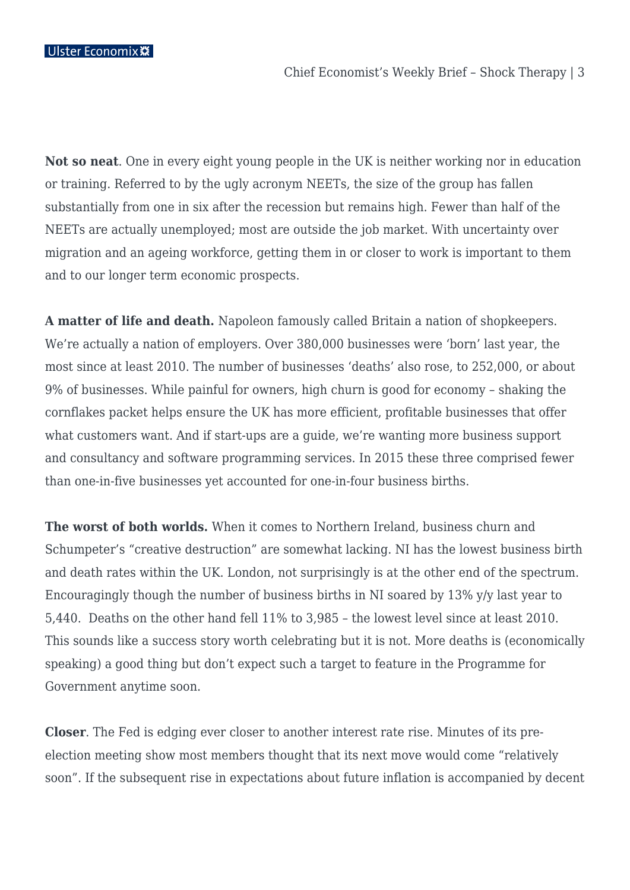**Not so neat**. One in every eight young people in the UK is neither working nor in education or training. Referred to by the ugly acronym NEETs, the size of the group has fallen substantially from one in six after the recession but remains high. Fewer than half of the NEETs are actually unemployed; most are outside the job market. With uncertainty over migration and an ageing workforce, getting them in or closer to work is important to them and to our longer term economic prospects.

**A matter of life and death.** Napoleon famously called Britain a nation of shopkeepers. We're actually a nation of employers. Over 380,000 businesses were 'born' last year, the most since at least 2010. The number of businesses 'deaths' also rose, to 252,000, or about 9% of businesses. While painful for owners, high churn is good for economy – shaking the cornflakes packet helps ensure the UK has more efficient, profitable businesses that offer what customers want. And if start-ups are a guide, we're wanting more business support and consultancy and software programming services. In 2015 these three comprised fewer than one-in-five businesses yet accounted for one-in-four business births.

**The worst of both worlds.** When it comes to Northern Ireland, business churn and Schumpeter's "creative destruction" are somewhat lacking. NI has the lowest business birth and death rates within the UK. London, not surprisingly is at the other end of the spectrum. Encouragingly though the number of business births in NI soared by 13% y/y last year to 5,440. Deaths on the other hand fell 11% to 3,985 – the lowest level since at least 2010. This sounds like a success story worth celebrating but it is not. More deaths is (economically speaking) a good thing but don't expect such a target to feature in the Programme for Government anytime soon.

**Closer**. The Fed is edging ever closer to another interest rate rise. Minutes of its pre-election meeting show most members thought that its next move would come "relatively soon". If the subsequent rise in expectations about future inflation is accompanied by decent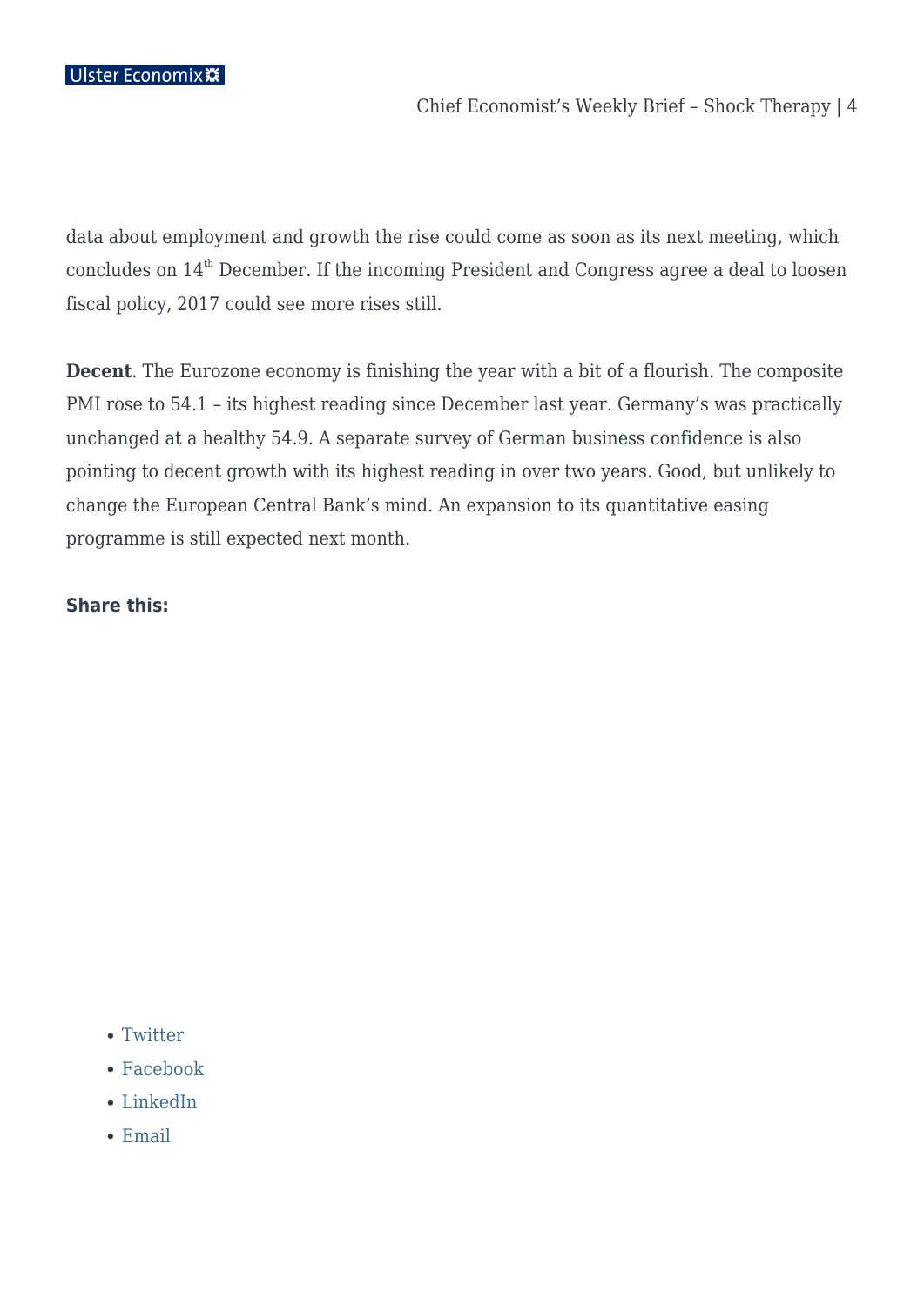data about employment and growth the rise could come as soon as its next meeting, which concludes on 14th December. If the incoming President and Congress agree a deal to loosen fiscal policy, 2017 could see more rises still.

**Decent**. The Eurozone economy is finishing the year with a bit of a flourish. The composite PMI rose to 54.1 – its highest reading since December last year. Germany's was practically unchanged at a healthy 54.9. A separate survey of German business confidence is also pointing to decent growth with its highest reading in over two years. Good, but unlikely to change the European Central Bank's mind. An expansion to its quantitative easing programme is still expected next month.

**Share this:**

- Twitter
- Facebook
- LinkedIn
- Email